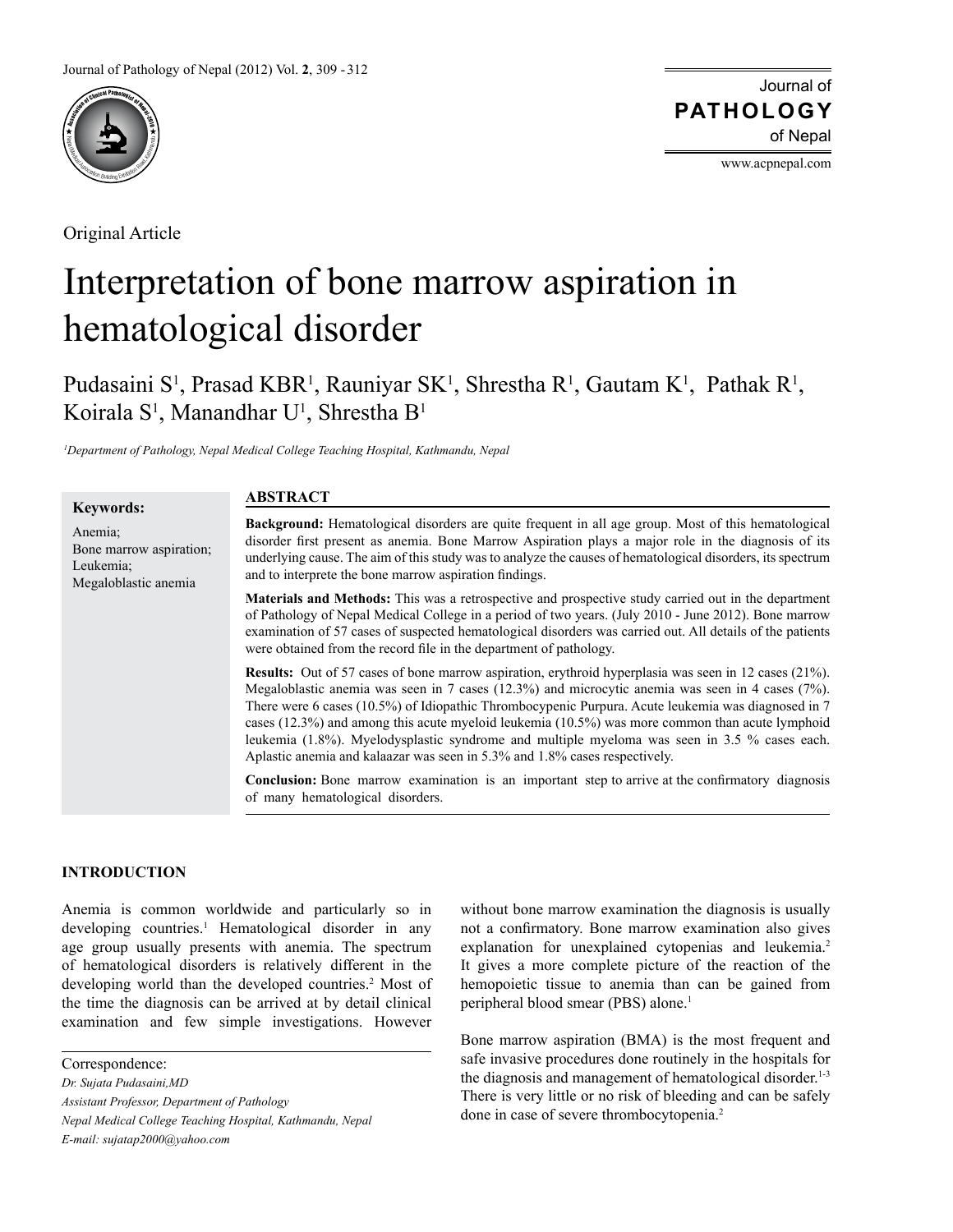Original Article

# Interpretation of bone marrow aspiration in hematological disorder

Pudasaini S[1], Prasad KBR[1], Rauniyar SK[1], Shrestha R[1], Gautam K[1], Pathak R[1], Koirala S[1], Manandhar U[1], Shrestha B[1]

[1]*Department of Pathology, Nepal Medical College Teaching Hospital, Kathmandu, Nepal*

**Keywords:**

Anemia;
Bone marrow aspiration;
Leukemia;
Megaloblastic anemia

## ABSTRACT

**Background:** Hematological disorders are quite frequent in all age group. Most of this hematological disorder first present as anemia. Bone Marrow Aspiration plays a major role in the diagnosis of its underlying cause. The aim of this study was to analyze the causes of hematological disorders, its spectrum and to interprete the bone marrow aspiration findings.

**Materials and Methods:** This was a retrospective and prospective study carried out in the department of Pathology of Nepal Medical College in a period of two years. (July 2010 - June 2012). Bone marrow examination of 57 cases of suspected hematological disorders was carried out. All details of the patients were obtained from the record file in the department of pathology.

**Results:** Out of 57 cases of bone marrow aspiration, erythroid hyperplasia was seen in 12 cases (21%). Megaloblastic anemia was seen in 7 cases (12.3%) and microcytic anemia was seen in 4 cases (7%). There were 6 cases (10.5%) of Idiopathic Thrombocypenic Purpura. Acute leukemia was diagnosed in 7 cases (12.3%) and among this acute myeloid leukemia (10.5%) was more common than acute lymphoid leukemia (1.8%). Myelodysplastic syndrome and multiple myeloma was seen in 3.5 % cases each. Aplastic anemia and kalaazar was seen in 5.3% and 1.8% cases respectively.

**Conclusion:** Bone marrow examination is an important step to arrive at the confirmatory diagnosis of many hematological disorders.

## INTRODUCTION

Anemia is common worldwide and particularly so in developing countries.[1] Hematological disorder in any age group usually presents with anemia. The spectrum of hematological disorders is relatively different in the developing world than the developed countries.[2] Most of the time the diagnosis can be arrived at by detail clinical examination and few simple investigations. However without bone marrow examination the diagnosis is usually not a confirmatory. Bone marrow examination also gives explanation for unexplained cytopenias and leukemia.[2] It gives a more complete picture of the reaction of the hemopoietic tissue to anemia than can be gained from peripheral blood smear (PBS) alone.[1]

Bone marrow aspiration (BMA) is the most frequent and safe invasive procedures done routinely in the hospitals for the diagnosis and management of hematological disorder.[1-3] There is very little or no risk of bleeding and can be safely done in case of severe thrombocytopenia.[2]

Correspondence:
*Dr. Sujata Pudasaini,MD*
*Assistant Professor, Department of Pathology*
*Nepal Medical College Teaching Hospital, Kathmandu, Nepal*
*E-mail: sujatap2000@yahoo.com*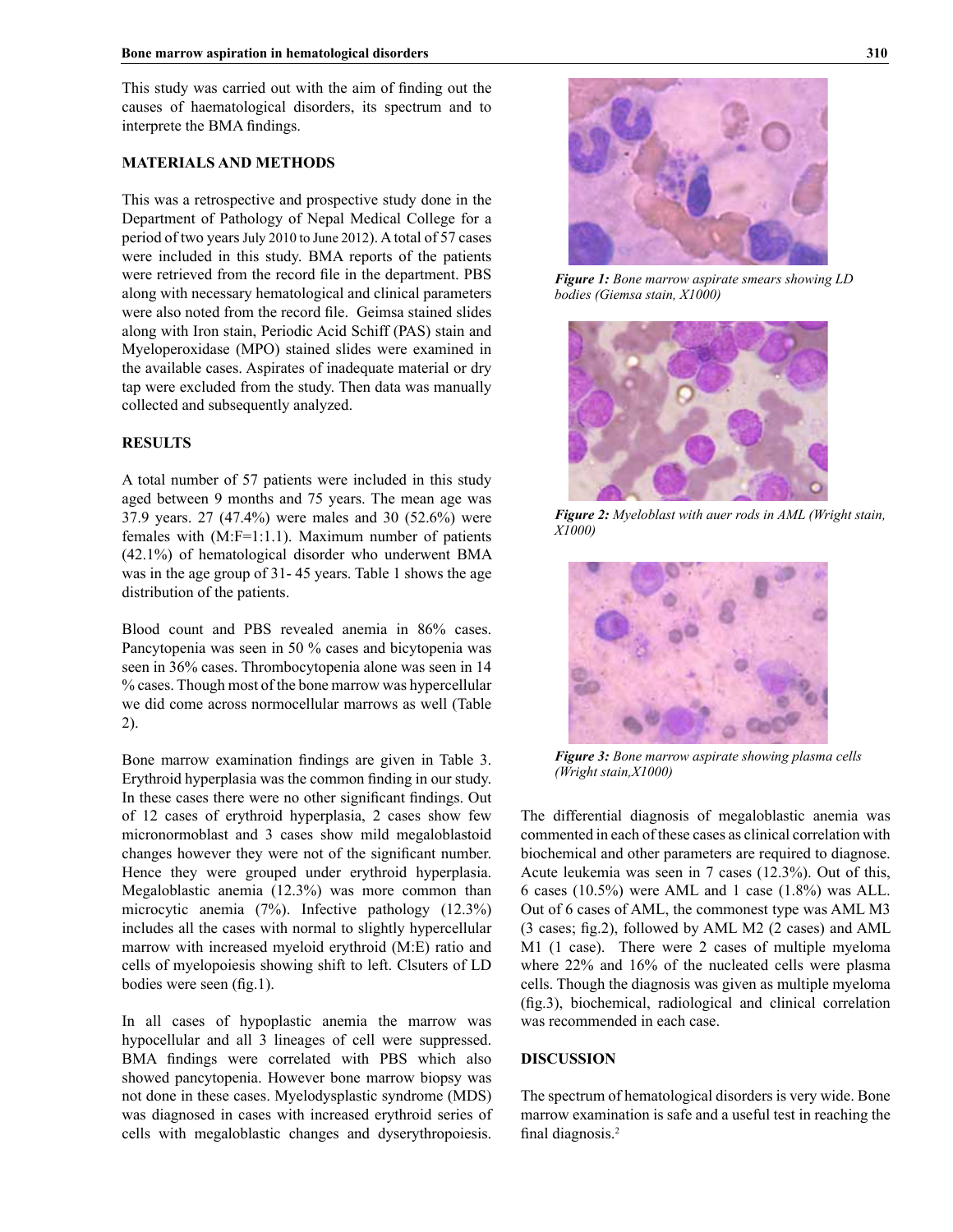This study was carried out with the aim of finding out the causes of haematological disorders, its spectrum and to interprete the BMA findings.

## MATERIALS AND METHODS

This was a retrospective and prospective study done in the Department of Pathology of Nepal Medical College for a period of two years July 2010 to June 2012). A total of 57 cases were included in this study. BMA reports of the patients were retrieved from the record file in the department. PBS along with necessary hematological and clinical parameters were also noted from the record file. Geimsa stained slides along with Iron stain, Periodic Acid Schiff (PAS) stain and Myeloperoxidase (MPO) stained slides were examined in the available cases. Aspirates of inadequate material or dry tap were excluded from the study. Then data was manually collected and subsequently analyzed.

## RESULTS

A total number of 57 patients were included in this study aged between 9 months and 75 years. The mean age was 37.9 years. 27 (47.4%) were males and 30 (52.6%) were females with (M:F=1:1.1). Maximum number of patients (42.1%) of hematological disorder who underwent BMA was in the age group of 31- 45 years. Table 1 shows the age distribution of the patients.

Blood count and PBS revealed anemia in 86% cases. Pancytopenia was seen in 50 % cases and bicytopenia was seen in 36% cases. Thrombocytopenia alone was seen in 14 % cases. Though most of the bone marrow was hypercellular we did come across normocellular marrows as well (Table 2).

Bone marrow examination findings are given in Table 3. Erythroid hyperplasia was the common finding in our study. In these cases there were no other significant findings. Out of 12 cases of erythroid hyperplasia, 2 cases show few micronormoblast and 3 cases show mild megaloblastoid changes however they were not of the significant number. Hence they were grouped under erythroid hyperplasia. Megaloblastic anemia (12.3%) was more common than microcytic anemia (7%). Infective pathology (12.3%) includes all the cases with normal to slightly hypercellular marrow with increased myeloid erythroid (M:E) ratio and cells of myelopoiesis showing shift to left. Clsuters of LD bodies were seen (fig.1).

In all cases of hypoplastic anemia the marrow was hypocellular and all 3 lineages of cell were suppressed. BMA findings were correlated with PBS which also showed pancytopenia. However bone marrow biopsy was not done in these cases. Myelodysplastic syndrome (MDS) was diagnosed in cases with increased erythroid series of cells with megaloblastic changes and dyserythropoiesis.

*Figure 1: Bone marrow aspirate smears showing LD bodies (Giemsa stain, X1000)*

*Figure 2: Myeloblast with auer rods in AML (Wright stain, X1000)*

*Figure 3: Bone marrow aspirate showing plasma cells (Wright stain,X1000)*

The differential diagnosis of megaloblastic anemia was commented in each of these cases as clinical correlation with biochemical and other parameters are required to diagnose. Acute leukemia was seen in 7 cases (12.3%). Out of this, 6 cases (10.5%) were AML and 1 case (1.8%) was ALL. Out of 6 cases of AML, the commonest type was AML M3 (3 cases; fig.2), followed by AML M2 (2 cases) and AML M1 (1 case). There were 2 cases of multiple myeloma where 22% and 16% of the nucleated cells were plasma cells. Though the diagnosis was given as multiple myeloma (fig.3), biochemical, radiological and clinical correlation was recommended in each case.

## DISCUSSION

The spectrum of hematological disorders is very wide. Bone marrow examination is safe and a useful test in reaching the final diagnosis.[2]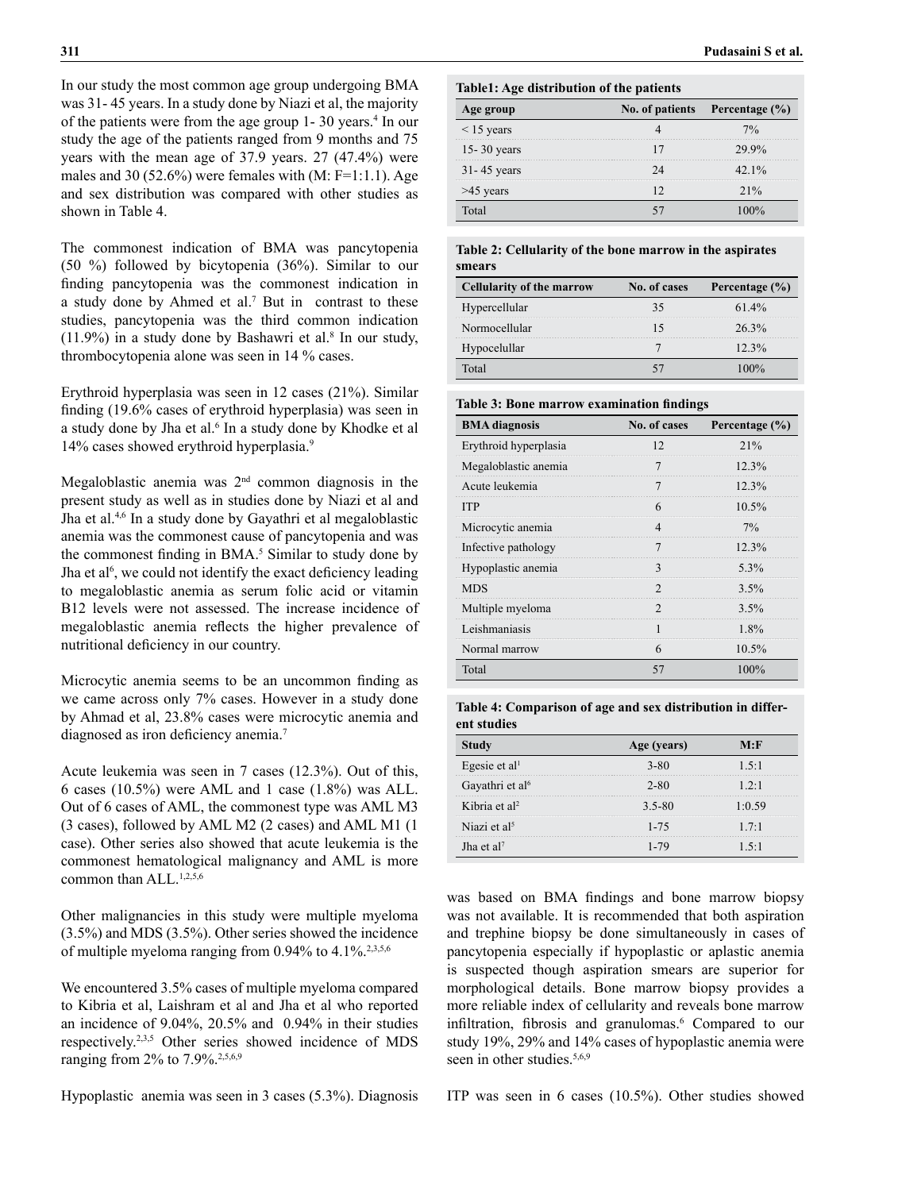In our study the most common age group undergoing BMA was 31- 45 years. In a study done by Niazi et al, the majority of the patients were from the age group 1- 30 years.[4] In our study the age of the patients ranged from 9 months and 75 years with the mean age of 37.9 years. 27 (47.4%) were males and 30 (52.6%) were females with (M: F=1:1.1). Age and sex distribution was compared with other studies as shown in Table 4.

The commonest indication of BMA was pancytopenia (50 %) followed by bicytopenia (36%). Similar to our finding pancytopenia was the commonest indication in a study done by Ahmed et al.[7] But in contrast to these studies, pancytopenia was the third common indication (11.9%) in a study done by Bashawri et al.[8] In our study, thrombocytopenia alone was seen in 14 % cases.

Erythroid hyperplasia was seen in 12 cases (21%). Similar finding (19.6% cases of erythroid hyperplasia) was seen in a study done by Jha et al.[6] In a study done by Khodke et al 14% cases showed erythroid hyperplasia.[9]

Megaloblastic anemia was 2nd common diagnosis in the present study as well as in studies done by Niazi et al and Jha et al.[4,6] In a study done by Gayathri et al megaloblastic anemia was the commonest cause of pancytopenia and was the commonest finding in BMA.[5] Similar to study done by Jha et al[6], we could not identify the exact deficiency leading to megaloblastic anemia as serum folic acid or vitamin B12 levels were not assessed. The increase incidence of megaloblastic anemia reflects the higher prevalence of nutritional deficiency in our country.

Microcytic anemia seems to be an uncommon finding as we came across only 7% cases. However in a study done by Ahmad et al, 23.8% cases were microcytic anemia and diagnosed as iron deficiency anemia.[7]

Acute leukemia was seen in 7 cases (12.3%). Out of this, 6 cases (10.5%) were AML and 1 case (1.8%) was ALL. Out of 6 cases of AML, the commonest type was AML M3 (3 cases), followed by AML M2 (2 cases) and AML M1 (1 case). Other series also showed that acute leukemia is the commonest hematological malignancy and AML is more common than ALL.[1,2,5,6]

Other malignancies in this study were multiple myeloma (3.5%) and MDS (3.5%). Other series showed the incidence of multiple myeloma ranging from 0.94% to 4.1%.[2,3,5,6]

We encountered 3.5% cases of multiple myeloma compared to Kibria et al, Laishram et al and Jha et al who reported an incidence of 9.04%, 20.5% and 0.94% in their studies respectively.[2,3,5] Other series showed incidence of MDS ranging from 2% to 7.9%.[2,5,6,9]

Hypoplastic anemia was seen in 3 cases (5.3%). Diagnosis was based on BMA findings and bone marrow biopsy was not available. It is recommended that both aspiration and trephine biopsy be done simultaneously in cases of pancytopenia especially if hypoplastic or aplastic anemia is suspected though aspiration smears are superior for morphological details. Bone marrow biopsy provides a more reliable index of cellularity and reveals bone marrow infiltration, fibrosis and granulomas.[6] Compared to our study 19%, 29% and 14% cases of hypoplastic anemia were seen in other studies.[5,6,9]

ITP was seen in 6 cases (10.5%). Other studies showed

**Table1: Age distribution of the patients**

| Age group | No. of patients | Percentage (%) |
|---|---|---|
| < 15 years | 4 | 7% |
| 15- 30 years | 17 | 29.9% |
| 31- 45 years | 24 | 42.1% |
| >45 years | 12 | 21% |
| Total | 57 | 100% |

**Table 2: Cellularity of the bone marrow in the aspirates smears**

| Cellularity of the marrow | No. of cases | Percentage (%) |
|---|---|---|
| Hypercellular | 35 | 61.4% |
| Normocellular | 15 | 26.3% |
| Hypocelullar | 7 | 12.3% |
| Total | 57 | 100% |

**Table 3: Bone marrow examination findings**

| BMA diagnosis | No. of cases | Percentage (%) |
|---|---|---|
| Erythroid hyperplasia | 12 | 21% |
| Megaloblastic anemia | 7 | 12.3% |
| Acute leukemia | 7 | 12.3% |
| ITP | 6 | 10.5% |
| Microcytic anemia | 4 | 7% |
| Infective pathology | 7 | 12.3% |
| Hypoplastic anemia | 3 | 5.3% |
| MDS | 2 | 3.5% |
| Multiple myeloma | 2 | 3.5% |
| Leishmaniasis | 1 | 1.8% |
| Normal marrow | 6 | 10.5% |
| Total | 57 | 100% |

**Table 4: Comparison of age and sex distribution in different studies**

| Study | Age (years) | M:F |
|---|---|---|
| Egesie et al[1] | 3-80 | 1.5:1 |
| Gayathri et al[6] | 2-80 | 1.2:1 |
| Kibria et al[2] | 3.5-80 | 1:0.59 |
| Niazi et al[5] | 1-75 | 1.7:1 |
| Jha et al[7] | 1-79 | 1.5:1 |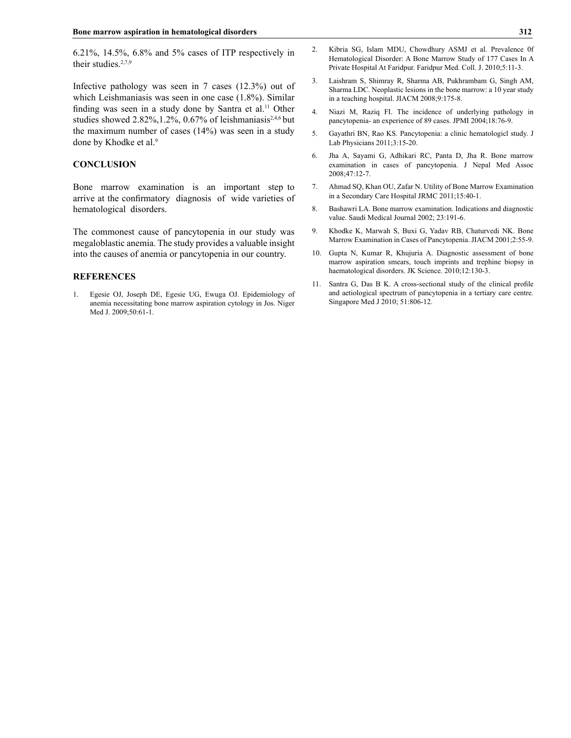6.21%, 14.5%, 6.8% and 5% cases of ITP respectively in their studies.[2,7,9]

Infective pathology was seen in 7 cases (12.3%) out of which Leishmaniasis was seen in one case (1.8%). Similar finding was seen in a study done by Santra et al.[11] Other studies showed 2.82%,1.2%, 0.67% of leishmaniasis[2,4,6] but the maximum number of cases (14%) was seen in a study done by Khodke et al.[9]

## CONCLUSION

Bone marrow examination is an important step to arrive at the confirmatory diagnosis of wide varieties of hematological disorders.

The commonest cause of pancytopenia in our study was megaloblastic anemia. The study provides a valuable insight into the causes of anemia or pancytopenia in our country.

## REFERENCES

1. Egesie OJ, Joseph DE, Egesie UG, Ewuga OJ. Epidemiology of anemia necessitating bone marrow aspiration cytology in Jos. Niger Med J. 2009;50:61-1.
2. Kibria SG, Islam MDU, Chowdhury ASMJ et al. Prevalence 0f Hematological Disorder: A Bone Marrow Study of 177 Cases In A Private Hospital At Faridpur. Faridpur Med. Coll. J. 2010;5:11-3.
3. Laishram S, Shimray R, Sharma AB, Pukhrambam G, Singh AM, Sharma LDC. Neoplastic lesions in the bone marrow: a 10 year study in a teaching hospital. JIACM 2008;9:175-8.
4. Niazi M, Raziq FI. The incidence of underlying pathology in pancytopenia- an experience of 89 cases. JPMI 2004;18:76-9.
5. Gayathri BN, Rao KS. Pancytopenia: a clinic hematologicl study. J Lab Physicians 2011;3:15-20.
6. Jha A, Sayami G, Adhikari RC, Panta D, Jha R. Bone marrow examination in cases of pancytopenia. J Nepal Med Assoc 2008;47:12-7.
7. Ahmad SQ, Khan OU, Zafar N. Utility of Bone Marrow Examination in a Secondary Care Hospital JRMC 2011;15:40-1.
8. Bashawri LA. Bone marrow examination. Indications and diagnostic value. Saudi Medical Journal 2002; 23:191-6.
9. Khodke K, Marwah S, Buxi G, Yadav RB, Chaturvedi NK. Bone Marrow Examination in Cases of Pancytopenia. JIACM 2001;2:55-9.
10. Gupta N, Kumar R, Khujuria A. Diagnostic assessment of bone marrow aspiration smears, touch imprints and trephine biopsy in haematological disorders. JK Science. 2010;12:130-3.
11. Santra G, Das B K. A cross-sectional study of the clinical profile and aetiological spectrum of pancytopenia in a tertiary care centre. Singapore Med J 2010; 51:806-12.